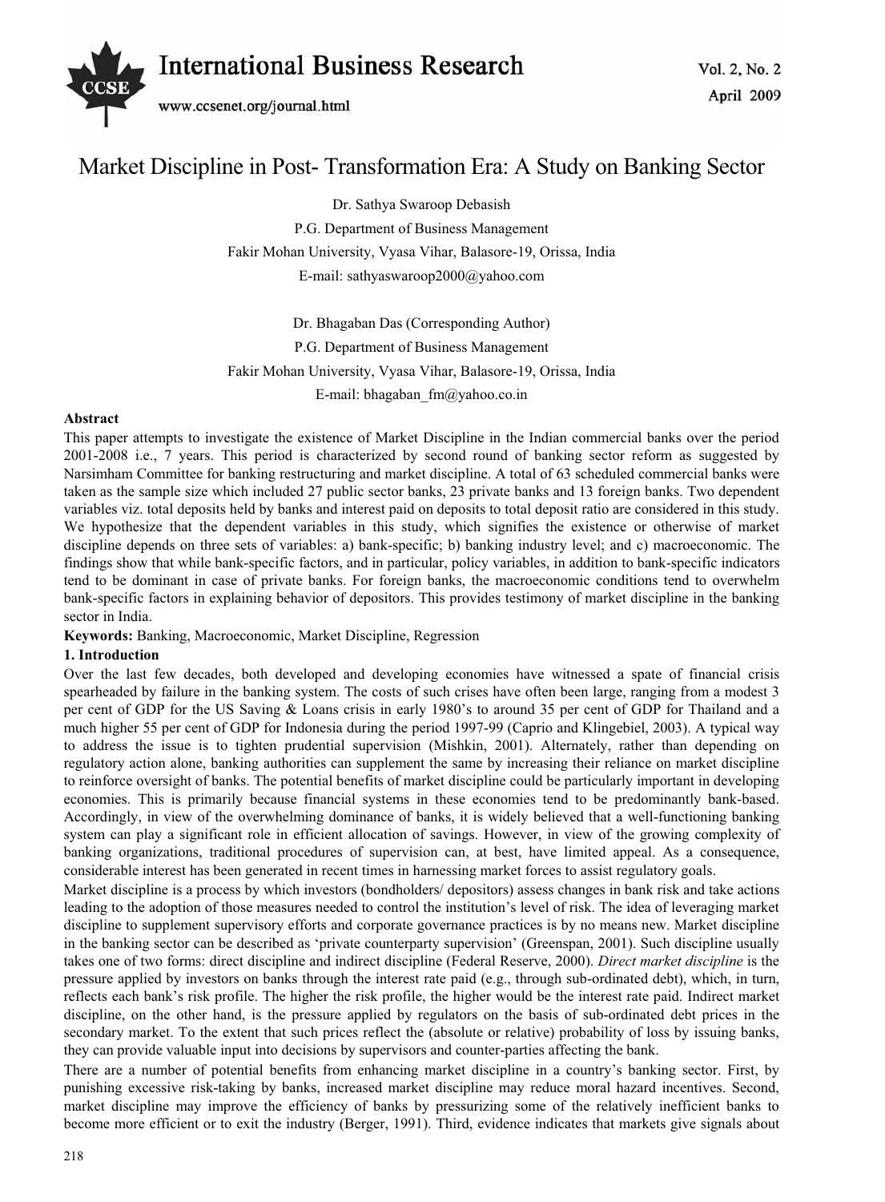# Market Discipline in Post- Transformation Era: A Study on Banking Sector

Dr. Sathya Swaroop Debasish

P.G. Department of Business Management

Fakir Mohan University, Vyasa Vihar, Balasore-19, Orissa, India

E-mail: sathyaswaroop2000@yahoo.com

Dr. Bhagaban Das (Corresponding Author)

P.G. Department of Business Management

Fakir Mohan University, Vyasa Vihar, Balasore-19, Orissa, India

E-mail: bhagaban_fm@yahoo.co.in

**Abstract**

This paper attempts to investigate the existence of Market Discipline in the Indian commercial banks over the period 2001-2008 i.e., 7 years. This period is characterized by second round of banking sector reform as suggested by Narsimham Committee for banking restructuring and market discipline. A total of 63 scheduled commercial banks were taken as the sample size which included 27 public sector banks, 23 private banks and 13 foreign banks. Two dependent variables viz. total deposits held by banks and interest paid on deposits to total deposit ratio are considered in this study. We hypothesize that the dependent variables in this study, which signifies the existence or otherwise of market discipline depends on three sets of variables: a) bank-specific; b) banking industry level; and c) macroeconomic. The findings show that while bank-specific factors, and in particular, policy variables, in addition to bank-specific indicators tend to be dominant in case of private banks. For foreign banks, the macroeconomic conditions tend to overwhelm bank-specific factors in explaining behavior of depositors. This provides testimony of market discipline in the banking sector in India.

**Keywords:** Banking, Macroeconomic, Market Discipline, Regression

## 1. Introduction

Over the last few decades, both developed and developing economies have witnessed a spate of financial crisis spearheaded by failure in the banking system. The costs of such crises have often been large, ranging from a modest 3 per cent of GDP for the US Saving & Loans crisis in early 1980's to around 35 per cent of GDP for Thailand and a much higher 55 per cent of GDP for Indonesia during the period 1997-99 (Caprio and Klingebiel, 2003). A typical way to address the issue is to tighten prudential supervision (Mishkin, 2001). Alternately, rather than depending on regulatory action alone, banking authorities can supplement the same by increasing their reliance on market discipline to reinforce oversight of banks. The potential benefits of market discipline could be particularly important in developing economies. This is primarily because financial systems in these economies tend to be predominantly bank-based. Accordingly, in view of the overwhelming dominance of banks, it is widely believed that a well-functioning banking system can play a significant role in efficient allocation of savings. However, in view of the growing complexity of banking organizations, traditional procedures of supervision can, at best, have limited appeal. As a consequence, considerable interest has been generated in recent times in harnessing market forces to assist regulatory goals.

Market discipline is a process by which investors (bondholders/ depositors) assess changes in bank risk and take actions leading to the adoption of those measures needed to control the institution's level of risk. The idea of leveraging market discipline to supplement supervisory efforts and corporate governance practices is by no means new. Market discipline in the banking sector can be described as 'private counterparty supervision' (Greenspan, 2001). Such discipline usually takes one of two forms: direct discipline and indirect discipline (Federal Reserve, 2000). *Direct market discipline* is the pressure applied by investors on banks through the interest rate paid (e.g., through sub-ordinated debt), which, in turn, reflects each bank's risk profile. The higher the risk profile, the higher would be the interest rate paid. Indirect market discipline, on the other hand, is the pressure applied by regulators on the basis of sub-ordinated debt prices in the secondary market. To the extent that such prices reflect the (absolute or relative) probability of loss by issuing banks, they can provide valuable input into decisions by supervisors and counter-parties affecting the bank.

There are a number of potential benefits from enhancing market discipline in a country's banking sector. First, by punishing excessive risk-taking by banks, increased market discipline may reduce moral hazard incentives. Second, market discipline may improve the efficiency of banks by pressurizing some of the relatively inefficient banks to become more efficient or to exit the industry (Berger, 1991). Third, evidence indicates that markets give signals about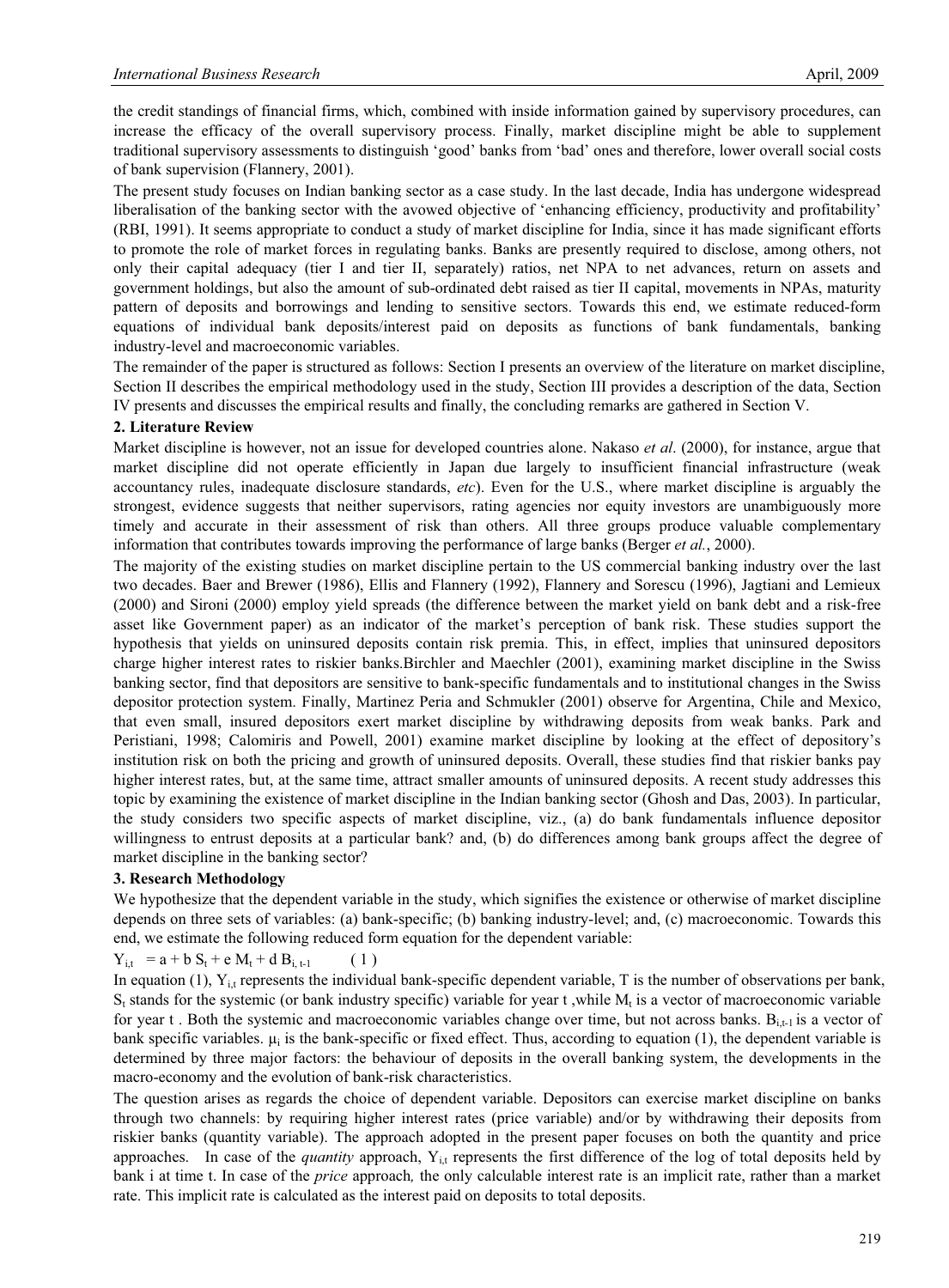the credit standings of financial firms, which, combined with inside information gained by supervisory procedures, can increase the efficacy of the overall supervisory process. Finally, market discipline might be able to supplement traditional supervisory assessments to distinguish 'good' banks from 'bad' ones and therefore, lower overall social costs of bank supervision (Flannery, 2001).

The present study focuses on Indian banking sector as a case study. In the last decade, India has undergone widespread liberalisation of the banking sector with the avowed objective of 'enhancing efficiency, productivity and profitability' (RBI, 1991). It seems appropriate to conduct a study of market discipline for India, since it has made significant efforts to promote the role of market forces in regulating banks. Banks are presently required to disclose, among others, not only their capital adequacy (tier I and tier II, separately) ratios, net NPA to net advances, return on assets and government holdings, but also the amount of sub-ordinated debt raised as tier II capital, movements in NPAs, maturity pattern of deposits and borrowings and lending to sensitive sectors. Towards this end, we estimate reduced-form equations of individual bank deposits/interest paid on deposits as functions of bank fundamentals, banking industry-level and macroeconomic variables.

The remainder of the paper is structured as follows: Section I presents an overview of the literature on market discipline, Section II describes the empirical methodology used in the study, Section III provides a description of the data, Section IV presents and discusses the empirical results and finally, the concluding remarks are gathered in Section V.

## 2. Literature Review

Market discipline is however, not an issue for developed countries alone. Nakaso *et al*. (2000), for instance, argue that market discipline did not operate efficiently in Japan due largely to insufficient financial infrastructure (weak accountancy rules, inadequate disclosure standards, *etc*). Even for the U.S., where market discipline is arguably the strongest, evidence suggests that neither supervisors, rating agencies nor equity investors are unambiguously more timely and accurate in their assessment of risk than others. All three groups produce valuable complementary information that contributes towards improving the performance of large banks (Berger *et al.*, 2000).

The majority of the existing studies on market discipline pertain to the US commercial banking industry over the last two decades. Baer and Brewer (1986), Ellis and Flannery (1992), Flannery and Sorescu (1996), Jagtiani and Lemieux (2000) and Sironi (2000) employ yield spreads (the difference between the market yield on bank debt and a risk-free asset like Government paper) as an indicator of the market's perception of bank risk. These studies support the hypothesis that yields on uninsured deposits contain risk premia. This, in effect, implies that uninsured depositors charge higher interest rates to riskier banks.Birchler and Maechler (2001), examining market discipline in the Swiss banking sector, find that depositors are sensitive to bank-specific fundamentals and to institutional changes in the Swiss depositor protection system. Finally, Martinez Peria and Schmukler (2001) observe for Argentina, Chile and Mexico, that even small, insured depositors exert market discipline by withdrawing deposits from weak banks. Park and Peristiani, 1998; Calomiris and Powell, 2001) examine market discipline by looking at the effect of depository's institution risk on both the pricing and growth of uninsured deposits. Overall, these studies find that riskier banks pay higher interest rates, but, at the same time, attract smaller amounts of uninsured deposits. A recent study addresses this topic by examining the existence of market discipline in the Indian banking sector (Ghosh and Das, 2003). In particular, the study considers two specific aspects of market discipline, viz., (a) do bank fundamentals influence depositor willingness to entrust deposits at a particular bank? and, (b) do differences among bank groups affect the degree of market discipline in the banking sector?

## 3. Research Methodology

We hypothesize that the dependent variable in the study, which signifies the existence or otherwise of market discipline depends on three sets of variables: (a) bank-specific; (b) banking industry-level; and, (c) macroeconomic. Towards this end, we estimate the following reduced form equation for the dependent variable:

$$Y_{i,t} = a + b\,S_t + e\,M_t + d\,B_{i,\,t-1} \qquad (1)$$

In equation (1), $Y_{i,t}$ represents the individual bank-specific dependent variable, T is the number of observations per bank, $S_t$ stands for the systemic (or bank industry specific) variable for year t ,while $M_t$ is a vector of macroeconomic variable for year t . Both the systemic and macroeconomic variables change over time, but not across banks. $B_{i,t-1}$ is a vector of bank specific variables. $\mu_i$ is the bank-specific or fixed effect. Thus, according to equation (1), the dependent variable is determined by three major factors: the behaviour of deposits in the overall banking system, the developments in the macro-economy and the evolution of bank-risk characteristics.

The question arises as regards the choice of dependent variable. Depositors can exercise market discipline on banks through two channels: by requiring higher interest rates (price variable) and/or by withdrawing their deposits from riskier banks (quantity variable). The approach adopted in the present paper focuses on both the quantity and price approaches. In case of the *quantity* approach, $Y_{i,t}$ represents the first difference of the log of total deposits held by bank i at time t. In case of the *price* approach*,* the only calculable interest rate is an implicit rate, rather than a market rate. This implicit rate is calculated as the interest paid on deposits to total deposits.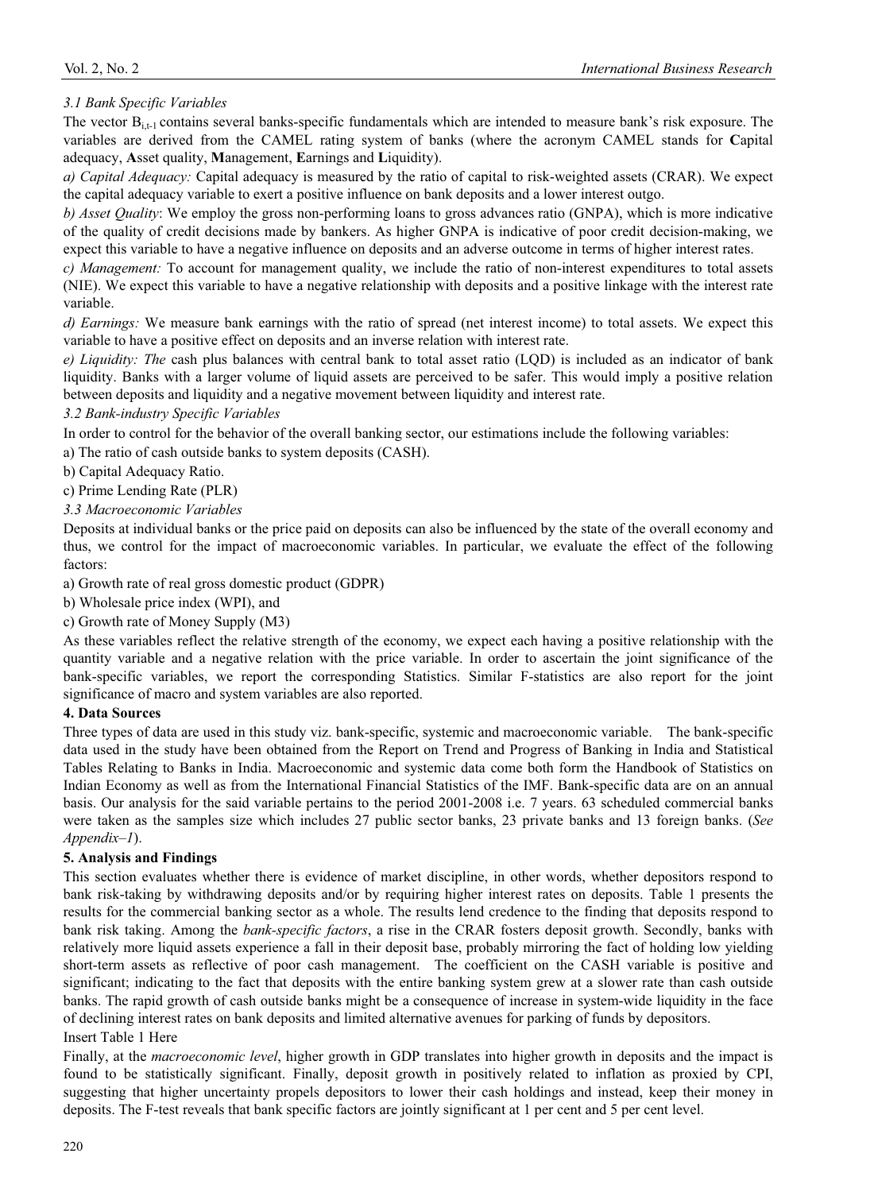*3.1 Bank Specific Variables*

The vector $B_{i,t-1}$ contains several banks-specific fundamentals which are intended to measure bank's risk exposure. The variables are derived from the CAMEL rating system of banks (where the acronym CAMEL stands for **C**apital adequacy, **A**sset quality, **M**anagement, **E**arnings and **L**iquidity).

*a) Capital Adequacy:* Capital adequacy is measured by the ratio of capital to risk-weighted assets (CRAR). We expect the capital adequacy variable to exert a positive influence on bank deposits and a lower interest outgo.

*b) Asset Quality*: We employ the gross non-performing loans to gross advances ratio (GNPA), which is more indicative of the quality of credit decisions made by bankers. As higher GNPA is indicative of poor credit decision-making, we expect this variable to have a negative influence on deposits and an adverse outcome in terms of higher interest rates.

*c) Management:* To account for management quality, we include the ratio of non-interest expenditures to total assets (NIE). We expect this variable to have a negative relationship with deposits and a positive linkage with the interest rate variable.

*d) Earnings:* We measure bank earnings with the ratio of spread (net interest income) to total assets. We expect this variable to have a positive effect on deposits and an inverse relation with interest rate.

*e) Liquidity: The* cash plus balances with central bank to total asset ratio (LQD) is included as an indicator of bank liquidity. Banks with a larger volume of liquid assets are perceived to be safer. This would imply a positive relation between deposits and liquidity and a negative movement between liquidity and interest rate.

*3.2 Bank-industry Specific Variables*

In order to control for the behavior of the overall banking sector, our estimations include the following variables:

a) The ratio of cash outside banks to system deposits (CASH).

b) Capital Adequacy Ratio.

c) Prime Lending Rate (PLR)

*3.3 Macroeconomic Variables*

Deposits at individual banks or the price paid on deposits can also be influenced by the state of the overall economy and thus, we control for the impact of macroeconomic variables. In particular, we evaluate the effect of the following factors:

a) Growth rate of real gross domestic product (GDPR)

b) Wholesale price index (WPI), and

c) Growth rate of Money Supply (M3)

As these variables reflect the relative strength of the economy, we expect each having a positive relationship with the quantity variable and a negative relation with the price variable. In order to ascertain the joint significance of the bank-specific variables, we report the corresponding Statistics. Similar F-statistics are also report for the joint significance of macro and system variables are also reported.

**4. Data Sources**

Three types of data are used in this study viz. bank-specific, systemic and macroeconomic variable. The bank-specific data used in the study have been obtained from the Report on Trend and Progress of Banking in India and Statistical Tables Relating to Banks in India. Macroeconomic and systemic data come both form the Handbook of Statistics on Indian Economy as well as from the International Financial Statistics of the IMF. Bank-specific data are on an annual basis. Our analysis for the said variable pertains to the period 2001-2008 i.e. 7 years. 63 scheduled commercial banks were taken as the samples size which includes 27 public sector banks, 23 private banks and 13 foreign banks. (*See Appendix–1*).

**5. Analysis and Findings**

This section evaluates whether there is evidence of market discipline, in other words, whether depositors respond to bank risk-taking by withdrawing deposits and/or by requiring higher interest rates on deposits. Table 1 presents the results for the commercial banking sector as a whole. The results lend credence to the finding that deposits respond to bank risk taking. Among the *bank-specific factors*, a rise in the CRAR fosters deposit growth. Secondly, banks with relatively more liquid assets experience a fall in their deposit base, probably mirroring the fact of holding low yielding short-term assets as reflective of poor cash management. The coefficient on the CASH variable is positive and significant; indicating to the fact that deposits with the entire banking system grew at a slower rate than cash outside banks. The rapid growth of cash outside banks might be a consequence of increase in system-wide liquidity in the face of declining interest rates on bank deposits and limited alternative avenues for parking of funds by depositors.

Insert Table 1 Here

Finally, at the *macroeconomic level*, higher growth in GDP translates into higher growth in deposits and the impact is found to be statistically significant. Finally, deposit growth in positively related to inflation as proxied by CPI, suggesting that higher uncertainty propels depositors to lower their cash holdings and instead, keep their money in deposits. The F-test reveals that bank specific factors are jointly significant at 1 per cent and 5 per cent level.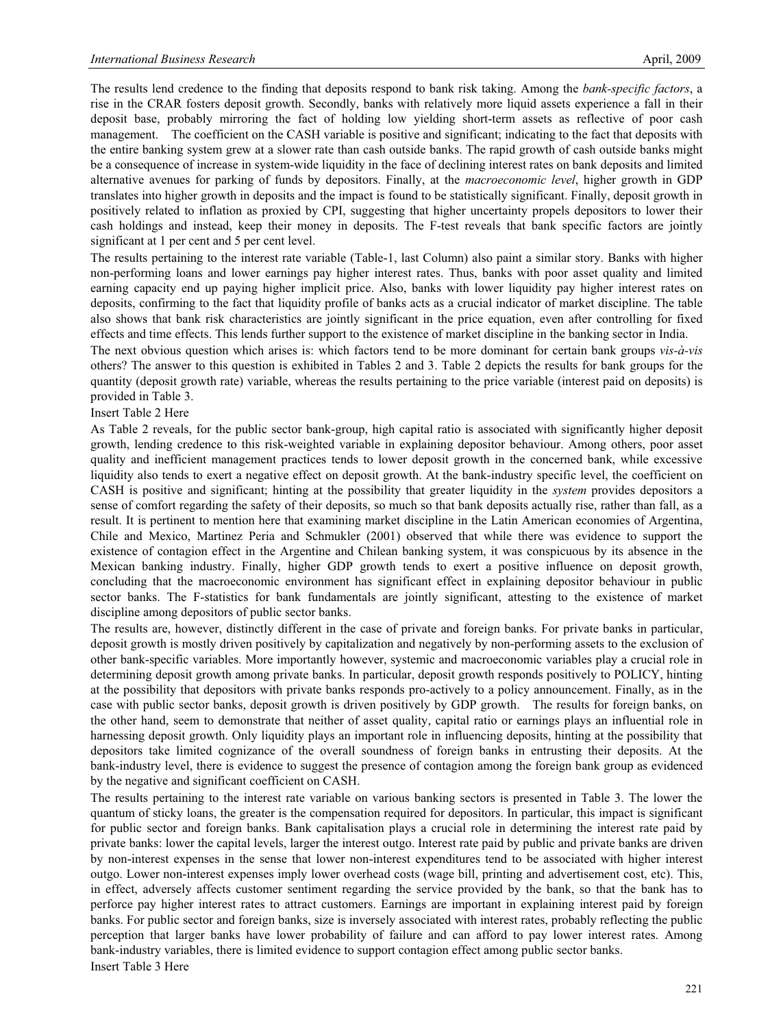The results lend credence to the finding that deposits respond to bank risk taking. Among the *bank-specific factors*, a rise in the CRAR fosters deposit growth. Secondly, banks with relatively more liquid assets experience a fall in their deposit base, probably mirroring the fact of holding low yielding short-term assets as reflective of poor cash management. The coefficient on the CASH variable is positive and significant; indicating to the fact that deposits with the entire banking system grew at a slower rate than cash outside banks. The rapid growth of cash outside banks might be a consequence of increase in system-wide liquidity in the face of declining interest rates on bank deposits and limited alternative avenues for parking of funds by depositors. Finally, at the *macroeconomic level*, higher growth in GDP translates into higher growth in deposits and the impact is found to be statistically significant. Finally, deposit growth in positively related to inflation as proxied by CPI, suggesting that higher uncertainty propels depositors to lower their cash holdings and instead, keep their money in deposits. The F-test reveals that bank specific factors are jointly significant at 1 per cent and 5 per cent level.

The results pertaining to the interest rate variable (Table-1, last Column) also paint a similar story. Banks with higher non-performing loans and lower earnings pay higher interest rates. Thus, banks with poor asset quality and limited earning capacity end up paying higher implicit price. Also, banks with lower liquidity pay higher interest rates on deposits, confirming to the fact that liquidity profile of banks acts as a crucial indicator of market discipline. The table also shows that bank risk characteristics are jointly significant in the price equation, even after controlling for fixed effects and time effects. This lends further support to the existence of market discipline in the banking sector in India.

The next obvious question which arises is: which factors tend to be more dominant for certain bank groups *vis-à-vis* others? The answer to this question is exhibited in Tables 2 and 3. Table 2 depicts the results for bank groups for the quantity (deposit growth rate) variable, whereas the results pertaining to the price variable (interest paid on deposits) is provided in Table 3.

Insert Table 2 Here

As Table 2 reveals, for the public sector bank-group, high capital ratio is associated with significantly higher deposit growth, lending credence to this risk-weighted variable in explaining depositor behaviour. Among others, poor asset quality and inefficient management practices tends to lower deposit growth in the concerned bank, while excessive liquidity also tends to exert a negative effect on deposit growth. At the bank-industry specific level, the coefficient on CASH is positive and significant; hinting at the possibility that greater liquidity in the *system* provides depositors a sense of comfort regarding the safety of their deposits, so much so that bank deposits actually rise, rather than fall, as a result. It is pertinent to mention here that examining market discipline in the Latin American economies of Argentina, Chile and Mexico, Martinez Peria and Schmukler (2001) observed that while there was evidence to support the existence of contagion effect in the Argentine and Chilean banking system, it was conspicuous by its absence in the Mexican banking industry. Finally, higher GDP growth tends to exert a positive influence on deposit growth, concluding that the macroeconomic environment has significant effect in explaining depositor behaviour in public sector banks. The F-statistics for bank fundamentals are jointly significant, attesting to the existence of market discipline among depositors of public sector banks.

The results are, however, distinctly different in the case of private and foreign banks. For private banks in particular, deposit growth is mostly driven positively by capitalization and negatively by non-performing assets to the exclusion of other bank-specific variables. More importantly however, systemic and macroeconomic variables play a crucial role in determining deposit growth among private banks. In particular, deposit growth responds positively to POLICY, hinting at the possibility that depositors with private banks responds pro-actively to a policy announcement. Finally, as in the case with public sector banks, deposit growth is driven positively by GDP growth. The results for foreign banks, on the other hand, seem to demonstrate that neither of asset quality, capital ratio or earnings plays an influential role in harnessing deposit growth. Only liquidity plays an important role in influencing deposits, hinting at the possibility that depositors take limited cognizance of the overall soundness of foreign banks in entrusting their deposits. At the bank-industry level, there is evidence to suggest the presence of contagion among the foreign bank group as evidenced by the negative and significant coefficient on CASH.

The results pertaining to the interest rate variable on various banking sectors is presented in Table 3. The lower the quantum of sticky loans, the greater is the compensation required for depositors. In particular, this impact is significant for public sector and foreign banks. Bank capitalisation plays a crucial role in determining the interest rate paid by private banks: lower the capital levels, larger the interest outgo. Interest rate paid by public and private banks are driven by non-interest expenses in the sense that lower non-interest expenditures tend to be associated with higher interest outgo. Lower non-interest expenses imply lower overhead costs (wage bill, printing and advertisement cost, etc). This, in effect, adversely affects customer sentiment regarding the service provided by the bank, so that the bank has to perforce pay higher interest rates to attract customers. Earnings are important in explaining interest paid by foreign banks. For public sector and foreign banks, size is inversely associated with interest rates, probably reflecting the public perception that larger banks have lower probability of failure and can afford to pay lower interest rates. Among bank-industry variables, there is limited evidence to support contagion effect among public sector banks.

Insert Table 3 Here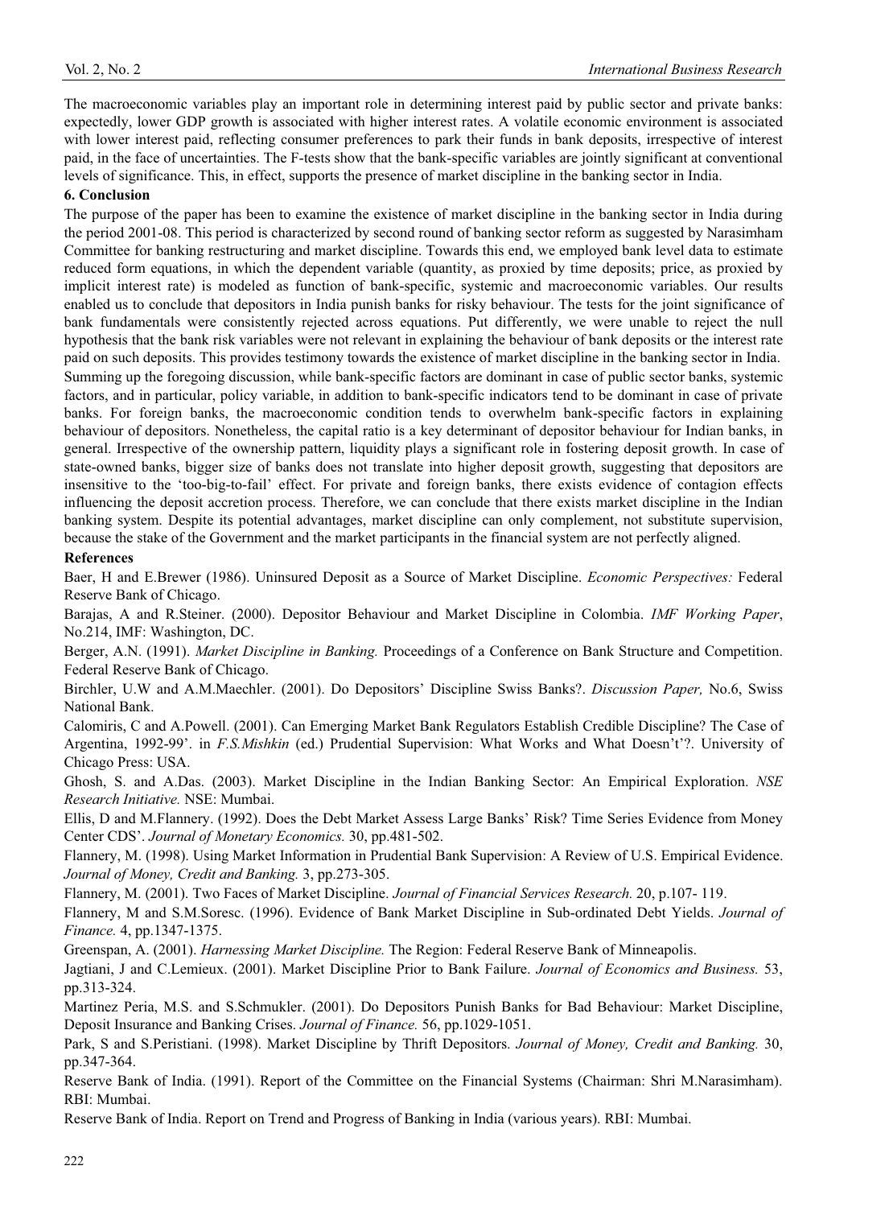The macroeconomic variables play an important role in determining interest paid by public sector and private banks: expectedly, lower GDP growth is associated with higher interest rates. A volatile economic environment is associated with lower interest paid, reflecting consumer preferences to park their funds in bank deposits, irrespective of interest paid, in the face of uncertainties. The F-tests show that the bank-specific variables are jointly significant at conventional levels of significance. This, in effect, supports the presence of market discipline in the banking sector in India.

## 6. Conclusion

The purpose of the paper has been to examine the existence of market discipline in the banking sector in India during the period 2001-08. This period is characterized by second round of banking sector reform as suggested by Narasimham Committee for banking restructuring and market discipline. Towards this end, we employed bank level data to estimate reduced form equations, in which the dependent variable (quantity, as proxied by time deposits; price, as proxied by implicit interest rate) is modeled as function of bank-specific, systemic and macroeconomic variables. Our results enabled us to conclude that depositors in India punish banks for risky behaviour. The tests for the joint significance of bank fundamentals were consistently rejected across equations. Put differently, we were unable to reject the null hypothesis that the bank risk variables were not relevant in explaining the behaviour of bank deposits or the interest rate paid on such deposits. This provides testimony towards the existence of market discipline in the banking sector in India.

Summing up the foregoing discussion, while bank-specific factors are dominant in case of public sector banks, systemic factors, and in particular, policy variable, in addition to bank-specific indicators tend to be dominant in case of private banks. For foreign banks, the macroeconomic condition tends to overwhelm bank-specific factors in explaining behaviour of depositors. Nonetheless, the capital ratio is a key determinant of depositor behaviour for Indian banks, in general. Irrespective of the ownership pattern, liquidity plays a significant role in fostering deposit growth. In case of state-owned banks, bigger size of banks does not translate into higher deposit growth, suggesting that depositors are insensitive to the 'too-big-to-fail' effect. For private and foreign banks, there exists evidence of contagion effects influencing the deposit accretion process. Therefore, we can conclude that there exists market discipline in the Indian banking system. Despite its potential advantages, market discipline can only complement, not substitute supervision, because the stake of the Government and the market participants in the financial system are not perfectly aligned.

## References

Baer, H and E.Brewer (1986). Uninsured Deposit as a Source of Market Discipline. *Economic Perspectives:* Federal Reserve Bank of Chicago.

Barajas, A and R.Steiner. (2000). Depositor Behaviour and Market Discipline in Colombia. *IMF Working Paper*, No.214, IMF: Washington, DC.

Berger, A.N. (1991). *Market Discipline in Banking.* Proceedings of a Conference on Bank Structure and Competition. Federal Reserve Bank of Chicago.

Birchler, U.W and A.M.Maechler. (2001). Do Depositors' Discipline Swiss Banks?. *Discussion Paper,* No.6, Swiss National Bank.

Calomiris, C and A.Powell. (2001). Can Emerging Market Bank Regulators Establish Credible Discipline? The Case of Argentina, 1992-99'. in *F.S.Mishkin* (ed.) Prudential Supervision: What Works and What Doesn't'?. University of Chicago Press: USA.

Ghosh, S. and A.Das. (2003). Market Discipline in the Indian Banking Sector: An Empirical Exploration. *NSE Research Initiative.* NSE: Mumbai.

Ellis, D and M.Flannery. (1992). Does the Debt Market Assess Large Banks' Risk? Time Series Evidence from Money Center CDS'. *Journal of Monetary Economics.* 30, pp.481-502.

Flannery, M. (1998). Using Market Information in Prudential Bank Supervision: A Review of U.S. Empirical Evidence. *Journal of Money, Credit and Banking.* 3, pp.273-305.

Flannery, M. (2001). Two Faces of Market Discipline. *Journal of Financial Services Research.* 20, p.107- 119.

Flannery, M and S.M.Soresc. (1996). Evidence of Bank Market Discipline in Sub-ordinated Debt Yields. *Journal of Finance.* 4, pp.1347-1375.

Greenspan, A. (2001). *Harnessing Market Discipline.* The Region: Federal Reserve Bank of Minneapolis.

Jagtiani, J and C.Lemieux. (2001). Market Discipline Prior to Bank Failure. *Journal of Economics and Business.* 53, pp.313-324.

Martinez Peria, M.S. and S.Schmukler. (2001). Do Depositors Punish Banks for Bad Behaviour: Market Discipline, Deposit Insurance and Banking Crises. *Journal of Finance.* 56, pp.1029-1051.

Park, S and S.Peristiani. (1998). Market Discipline by Thrift Depositors. *Journal of Money, Credit and Banking.* 30, pp.347-364.

Reserve Bank of India. (1991). Report of the Committee on the Financial Systems (Chairman: Shri M.Narasimham). RBI: Mumbai.

Reserve Bank of India. Report on Trend and Progress of Banking in India (various years). RBI: Mumbai.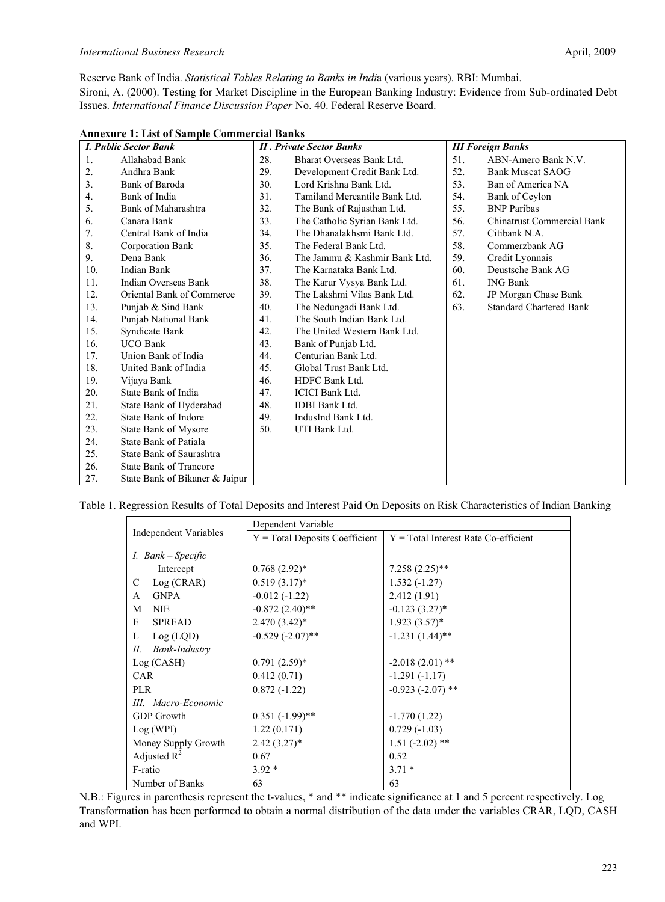Reserve Bank of India. *Statistical Tables Relating to Banks in India* (various years). RBI: Mumbai.

Sironi, A. (2000). Testing for Market Discipline in the European Banking Industry: Evidence from Sub-ordinated Debt Issues. *International Finance Discussion Paper* No. 40. Federal Reserve Board.

**Annexure 1: List of Sample Commercial Banks**

| ***I. Public Sector Bank*** | | ***II . Private Sector Banks*** | | ***III Foreign Banks*** | |
|---|---|---|---|---|---|
| 1. | Allahabad Bank | 28. | Bharat Overseas Bank Ltd. | 51. | ABN-Amero Bank N.V. |
| 2. | Andhra Bank | 29. | Development Credit Bank Ltd. | 52. | Bank Muscat SAOG |
| 3. | Bank of Baroda | 30. | Lord Krishna Bank Ltd. | 53. | Ban of America NA |
| 4. | Bank of India | 31. | Tamiland Mercantile Bank Ltd. | 54. | Bank of Ceylon |
| 5. | Bank of Maharashtra | 32. | The Bank of Rajasthan Ltd. | 55. | BNP Paribas |
| 6. | Canara Bank | 33. | The Catholic Syrian Bank Ltd. | 56. | Chinatrust Commercial Bank |
| 7. | Central Bank of India | 34. | The Dhanalakhsmi Bank Ltd. | 57. | Citibank N.A. |
| 8. | Corporation Bank | 35. | The Federal Bank Ltd. | 58. | Commerzbank AG |
| 9. | Dena Bank | 36. | The Jammu & Kashmir Bank Ltd. | 59. | Credit Lyonnais |
| 10. | Indian Bank | 37. | The Karnataka Bank Ltd. | 60. | Deustsche Bank AG |
| 11. | Indian Overseas Bank | 38. | The Karur Vysya Bank Ltd. | 61. | ING Bank |
| 12. | Oriental Bank of Commerce | 39. | The Lakshmi Vilas Bank Ltd. | 62. | JP Morgan Chase Bank |
| 13. | Punjab & Sind Bank | 40. | The Nedungadi Bank Ltd. | 63. | Standard Chartered Bank |
| 14. | Punjab National Bank | 41. | The South Indian Bank Ltd. | | |
| 15. | Syndicate Bank | 42. | The United Western Bank Ltd. | | |
| 16. | UCO Bank | 43. | Bank of Punjab Ltd. | | |
| 17. | Union Bank of India | 44. | Centurian Bank Ltd. | | |
| 18. | United Bank of India | 45. | Global Trust Bank Ltd. | | |
| 19. | Vijaya Bank | 46. | HDFC Bank Ltd. | | |
| 20. | State Bank of India | 47. | ICICI Bank Ltd. | | |
| 21. | State Bank of Hyderabad | 48. | IDBI Bank Ltd. | | |
| 22. | State Bank of Indore | 49. | IndusInd Bank Ltd. | | |
| 23. | State Bank of Mysore | 50. | UTI Bank Ltd. | | |
| 24. | State Bank of Patiala | | | | |
| 25. | State Bank of Saurashtra | | | | |
| 26. | State Bank of Trancore | | | | |
| 27. | State Bank of Bikaner & Jaipur | | | | |

Table 1. Regression Results of Total Deposits and Interest Paid On Deposits on Risk Characteristics of Indian Banking

| Independent Variables | Dependent Variable | |
|---|---|---|
| | Y = Total Deposits Coefficient | Y = Total Interest Rate Co-efficient |
| *I. Bank – Specific* | | |
| Intercept | 0.768 (2.92)* | 7.258 (2.25)** |
| C Log (CRAR) | 0.519 (3.17)* | 1.532 (-1.27) |
| A GNPA | -0.012 (-1.22) | 2.412 (1.91) |
| M NIE | -0.872 (2.40)** | -0.123 (3.27)* |
| E SPREAD | 2.470 (3.42)* | 1.923 (3.57)* |
| L Log (LQD) | -0.529 (-2.07)** | -1.231 (1.44)** |
| *II. Bank-Industry* | | |
| Log (CASH) | 0.791 (2.59)* | -2.018 (2.01) ** |
| CAR | 0.412 (0.71) | -1.291 (-1.17) |
| PLR | 0.872 (-1.22) | -0.923 (-2.07) ** |
| *III. Macro-Economic* | | |
| GDP Growth | 0.351 (-1.99)** | -1.770 (1.22) |
| Log (WPI) | 1.22 (0.171) | 0.729 (-1.03) |
| Money Supply Growth | 2.42 (3.27)* | 1.51 (-2.02) ** |
| Adjusted $R^2$ | 0.67 | 0.52 |
| F-ratio | 3.92 * | 3.71 * |
| Number of Banks | 63 | 63 |

N.B.: Figures in parenthesis represent the t-values, * and ** indicate significance at 1 and 5 percent respectively. Log Transformation has been performed to obtain a normal distribution of the data under the variables CRAR, LQD, CASH and WPI.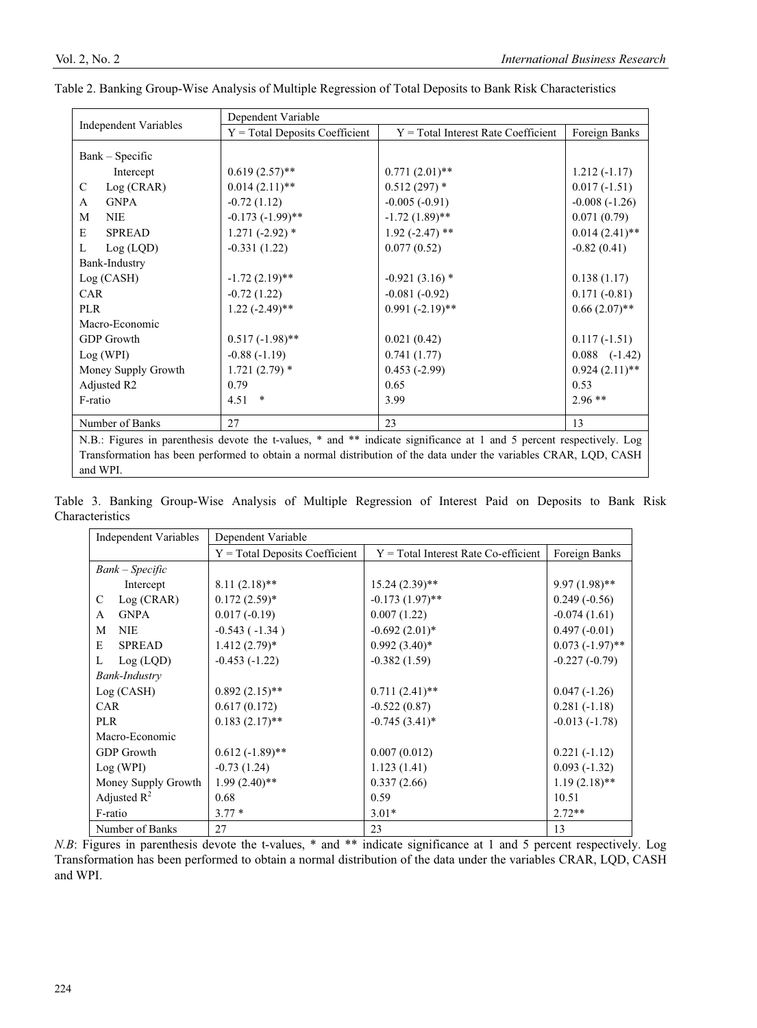Table 2. Banking Group-Wise Analysis of Multiple Regression of Total Deposits to Bank Risk Characteristics

| Independent Variables | Dependent Variable | | |
|---|---|---|---|
| | Y = Total Deposits Coefficient | Y = Total Interest Rate Coefficient | Foreign Banks |
| Bank – Specific | | | |
| Intercept | 0.619 (2.57)** | 0.771 (2.01)** | 1.212 (-1.17) |
| C Log (CRAR) | 0.014 (2.11)** | 0.512 (297) * | 0.017 (-1.51) |
| A GNPA | -0.72 (1.12) | -0.005 (-0.91) | -0.008 (-1.26) |
| M NIE | -0.173 (-1.99)** | -1.72 (1.89)** | 0.071 (0.79) |
| E SPREAD | 1.271 (-2.92) * | 1.92 (-2.47) ** | 0.014 (2.41)** |
| L Log (LQD) | -0.331 (1.22) | 0.077 (0.52) | -0.82 (0.41) |
| Bank-Industry | | | |
| Log (CASH) | -1.72 (2.19)** | -0.921 (3.16) * | 0.138 (1.17) |
| CAR | -0.72 (1.22) | -0.081 (-0.92) | 0.171 (-0.81) |
| PLR | 1.22 (-2.49)** | 0.991 (-2.19)** | 0.66 (2.07)** |
| Macro-Economic | | | |
| GDP Growth | 0.517 (-1.98)** | 0.021 (0.42) | 0.117 (-1.51) |
| Log (WPI) | -0.88 (-1.19) | 0.741 (1.77) | 0.088 (-1.42) |
| Money Supply Growth | 1.721 (2.79) * | 0.453 (-2.99) | 0.924 (2.11)** |
| Adjusted R2 | 0.79 | 0.65 | 0.53 |
| F-ratio | 4.51 * | 3.99 | 2.96 ** |
| Number of Banks | 27 | 23 | 13 |

N.B.: Figures in parenthesis devote the t-values, * and ** indicate significance at 1 and 5 percent respectively. Log Transformation has been performed to obtain a normal distribution of the data under the variables CRAR, LQD, CASH and WPI.

Table 3. Banking Group-Wise Analysis of Multiple Regression of Interest Paid on Deposits to Bank Risk Characteristics

| Independent Variables | Dependent Variable | | |
|---|---|---|---|
| | Y = Total Deposits Coefficient | Y = Total Interest Rate Co-efficient | Foreign Banks |
| *Bank – Specific* | | | |
| Intercept | 8.11 (2.18)** | 15.24 (2.39)** | 9.97 (1.98)** |
| C Log (CRAR) | 0.172 (2.59)* | -0.173 (1.97)** | 0.249 (-0.56) |
| A GNPA | 0.017 (-0.19) | 0.007 (1.22) | -0.074 (1.61) |
| M NIE | -0.543 ( -1.34 ) | -0.692 (2.01)* | 0.497 (-0.01) |
| E SPREAD | 1.412 (2.79)* | 0.992 (3.40)* | 0.073 (-1.97)** |
| L Log (LQD) | -0.453 (-1.22) | -0.382 (1.59) | -0.227 (-0.79) |
| *Bank-Industry* | | | |
| Log (CASH) | 0.892 (2.15)** | 0.711 (2.41)** | 0.047 (-1.26) |
| CAR | 0.617 (0.172) | -0.522 (0.87) | 0.281 (-1.18) |
| PLR | 0.183 (2.17)** | -0.745 (3.41)* | -0.013 (-1.78) |
| Macro-Economic | | | |
| GDP Growth | 0.612 (-1.89)** | 0.007 (0.012) | 0.221 (-1.12) |
| Log (WPI) | -0.73 (1.24) | 1.123 (1.41) | 0.093 (-1.32) |
| Money Supply Growth | 1.99 (2.40)** | 0.337 (2.66) | 1.19 (2.18)** |
| Adjusted $R^2$ | 0.68 | 0.59 | 10.51 |
| F-ratio | 3.77 * | 3.01* | 2.72** |
| Number of Banks | 27 | 23 | 13 |

*N.B*: Figures in parenthesis devote the t-values, * and ** indicate significance at 1 and 5 percent respectively. Log Transformation has been performed to obtain a normal distribution of the data under the variables CRAR, LQD, CASH and WPI.